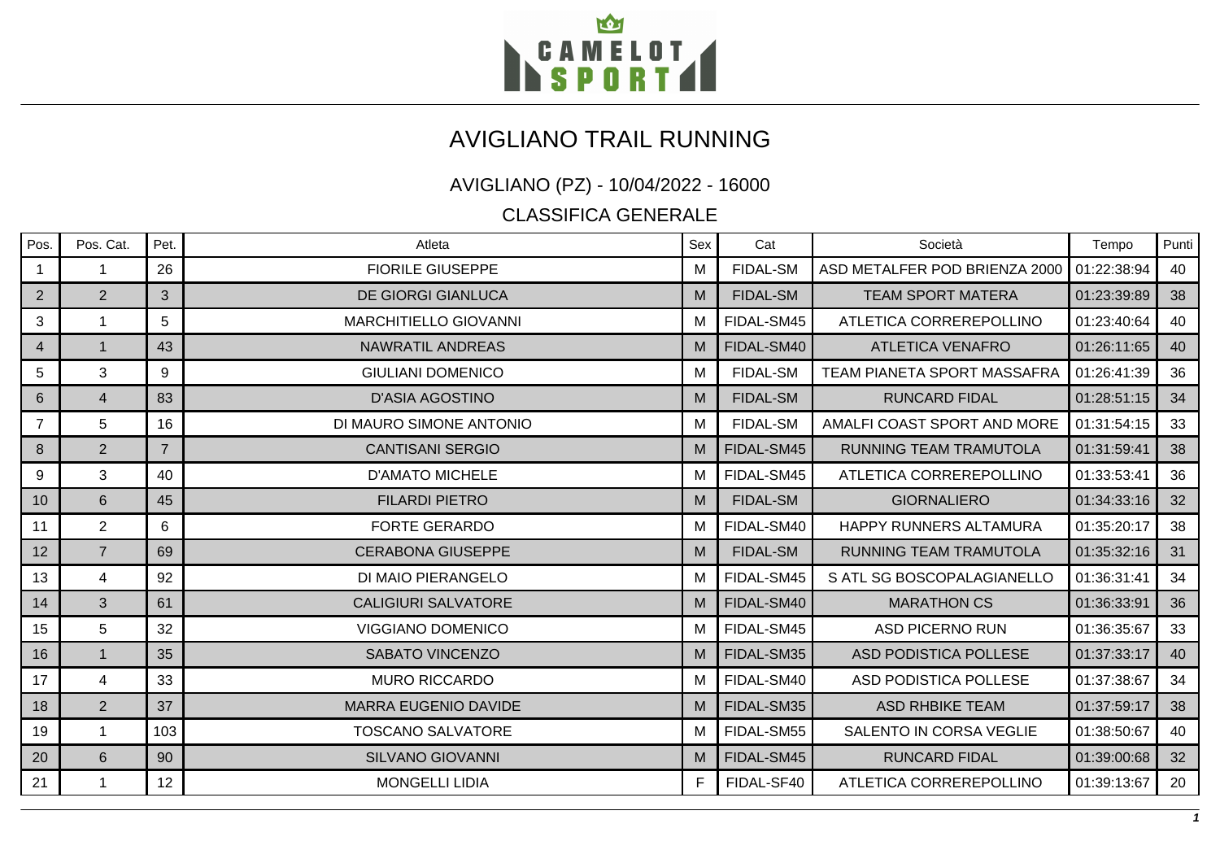# AVIGLIANO TRAIL RUNNING

## AVIGLIANO (PZ) - 10/04/2022 - 16000

### CLASSIFICA GENERALE

| Pos. | Pos. Cat. | Pet. | Atleta | Sex | Cat | Società | Tempo | Punti |
|---|---|---|---|---|---|---|---|---|
| 1 | 1 | 26 | FIORILE GIUSEPPE | M | FIDAL-SM | ASD METALFER POD BRIENZA 2000 | 01:22:38:94 | 40 |
| 2 | 2 | 3 | DE GIORGI GIANLUCA | M | FIDAL-SM | TEAM SPORT MATERA | 01:23:39:89 | 38 |
| 3 | 1 | 5 | MARCHITIELLO GIOVANNI | M | FIDAL-SM45 | ATLETICA CORREREPOLLINO | 01:23:40:64 | 40 |
| 4 | 1 | 43 | NAWRATIL ANDREAS | M | FIDAL-SM40 | ATLETICA VENAFRO | 01:26:11:65 | 40 |
| 5 | 3 | 9 | GIULIANI DOMENICO | M | FIDAL-SM | TEAM PIANETA SPORT MASSAFRA | 01:26:41:39 | 36 |
| 6 | 4 | 83 | D'ASIA AGOSTINO | M | FIDAL-SM | RUNCARD FIDAL | 01:28:51:15 | 34 |
| 7 | 5 | 16 | DI MAURO SIMONE ANTONIO | M | FIDAL-SM | AMALFI COAST SPORT AND MORE | 01:31:54:15 | 33 |
| 8 | 2 | 7 | CANTISANI SERGIO | M | FIDAL-SM45 | RUNNING TEAM TRAMUTOLA | 01:31:59:41 | 38 |
| 9 | 3 | 40 | D'AMATO MICHELE | M | FIDAL-SM45 | ATLETICA CORREREPOLLINO | 01:33:53:41 | 36 |
| 10 | 6 | 45 | FILARDI PIETRO | M | FIDAL-SM | GIORNALIERO | 01:34:33:16 | 32 |
| 11 | 2 | 6 | FORTE GERARDO | M | FIDAL-SM40 | HAPPY RUNNERS ALTAMURA | 01:35:20:17 | 38 |
| 12 | 7 | 69 | CERABONA GIUSEPPE | M | FIDAL-SM | RUNNING TEAM TRAMUTOLA | 01:35:32:16 | 31 |
| 13 | 4 | 92 | DI MAIO PIERANGELO | M | FIDAL-SM45 | S ATL SG BOSCOPALAGIANELLO | 01:36:31:41 | 34 |
| 14 | 3 | 61 | CALIGIURI SALVATORE | M | FIDAL-SM40 | MARATHON CS | 01:36:33:91 | 36 |
| 15 | 5 | 32 | VIGGIANO DOMENICO | M | FIDAL-SM45 | ASD PICERNO RUN | 01:36:35:67 | 33 |
| 16 | 1 | 35 | SABATO VINCENZO | M | FIDAL-SM35 | ASD PODISTICA POLLESE | 01:37:33:17 | 40 |
| 17 | 4 | 33 | MURO RICCARDO | M | FIDAL-SM40 | ASD PODISTICA POLLESE | 01:37:38:67 | 34 |
| 18 | 2 | 37 | MARRA EUGENIO DAVIDE | M | FIDAL-SM35 | ASD RHBIKE TEAM | 01:37:59:17 | 38 |
| 19 | 1 | 103 | TOSCANO SALVATORE | M | FIDAL-SM55 | SALENTO IN CORSA VEGLIE | 01:38:50:67 | 40 |
| 20 | 6 | 90 | SILVANO GIOVANNI | M | FIDAL-SM45 | RUNCARD FIDAL | 01:39:00:68 | 32 |
| 21 | 1 | 12 | MONGELLI LIDIA | F | FIDAL-SF40 | ATLETICA CORREREPOLLINO | 01:39:13:67 | 20 |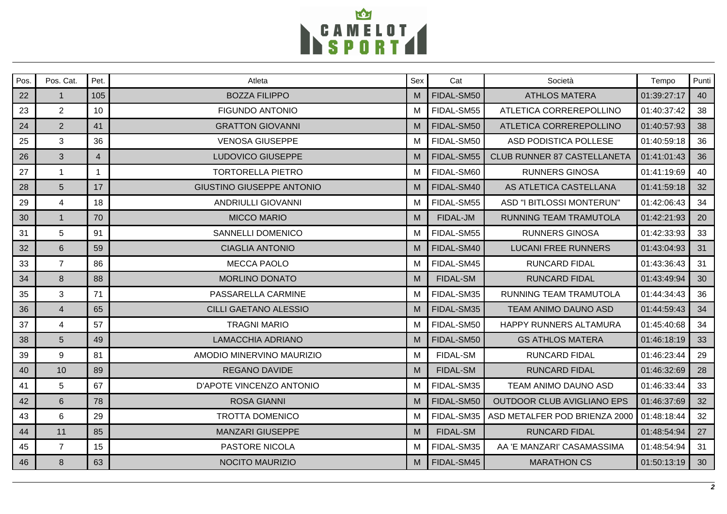| Pos. | Pos. Cat. | Pet. | Atleta | Sex | Cat | Società | Tempo | Punti |
|---|---|---|---|---|---|---|---|---|
| 22 | 1 | 105 | BOZZA FILIPPO | M | FIDAL-SM50 | ATHLOS MATERA | 01:39:27:17 | 40 |
| 23 | 2 | 10 | FIGUNDO ANTONIO | M | FIDAL-SM55 | ATLETICA CORREREPOLLINO | 01:40:37:42 | 38 |
| 24 | 2 | 41 | GRATTON GIOVANNI | M | FIDAL-SM50 | ATLETICA CORREREPOLLINO | 01:40:57:93 | 38 |
| 25 | 3 | 36 | VENOSA GIUSEPPE | M | FIDAL-SM50 | ASD PODISTICA POLLESE | 01:40:59:18 | 36 |
| 26 | 3 | 4 | LUDOVICO GIUSEPPE | M | FIDAL-SM55 | CLUB RUNNER 87 CASTELLANETA | 01:41:01:43 | 36 |
| 27 | 1 | 1 | TORTORELLA PIETRO | M | FIDAL-SM60 | RUNNERS GINOSA | 01:41:19:69 | 40 |
| 28 | 5 | 17 | GIUSTINO GIUSEPPE ANTONIO | M | FIDAL-SM40 | AS ATLETICA CASTELLANA | 01:41:59:18 | 32 |
| 29 | 4 | 18 | ANDRIULLI GIOVANNI | M | FIDAL-SM55 | ASD "I BITLOSSI MONTERUN" | 01:42:06:43 | 34 |
| 30 | 1 | 70 | MICCO MARIO | M | FIDAL-JM | RUNNING TEAM TRAMUTOLA | 01:42:21:93 | 20 |
| 31 | 5 | 91 | SANNELLI DOMENICO | M | FIDAL-SM55 | RUNNERS GINOSA | 01:42:33:93 | 33 |
| 32 | 6 | 59 | CIAGLIA ANTONIO | M | FIDAL-SM40 | LUCANI FREE RUNNERS | 01:43:04:93 | 31 |
| 33 | 7 | 86 | MECCA PAOLO | M | FIDAL-SM45 | RUNCARD FIDAL | 01:43:36:43 | 31 |
| 34 | 8 | 88 | MORLINO DONATO | M | FIDAL-SM | RUNCARD FIDAL | 01:43:49:94 | 30 |
| 35 | 3 | 71 | PASSARELLA CARMINE | M | FIDAL-SM35 | RUNNING TEAM TRAMUTOLA | 01:44:34:43 | 36 |
| 36 | 4 | 65 | CILLI GAETANO ALESSIO | M | FIDAL-SM35 | TEAM ANIMO DAUNO ASD | 01:44:59:43 | 34 |
| 37 | 4 | 57 | TRAGNI MARIO | M | FIDAL-SM50 | HAPPY RUNNERS ALTAMURA | 01:45:40:68 | 34 |
| 38 | 5 | 49 | LAMACCHIA ADRIANO | M | FIDAL-SM50 | GS ATHLOS MATERA | 01:46:18:19 | 33 |
| 39 | 9 | 81 | AMODIO MINERVINO MAURIZIO | M | FIDAL-SM | RUNCARD FIDAL | 01:46:23:44 | 29 |
| 40 | 10 | 89 | REGANO DAVIDE | M | FIDAL-SM | RUNCARD FIDAL | 01:46:32:69 | 28 |
| 41 | 5 | 67 | D'APOTE VINCENZO ANTONIO | M | FIDAL-SM35 | TEAM ANIMO DAUNO ASD | 01:46:33:44 | 33 |
| 42 | 6 | 78 | ROSA GIANNI | M | FIDAL-SM50 | OUTDOOR CLUB AVIGLIANO EPS | 01:46:37:69 | 32 |
| 43 | 6 | 29 | TROTTA DOMENICO | M | FIDAL-SM35 | ASD METALFER POD BRIENZA 2000 | 01:48:18:44 | 32 |
| 44 | 11 | 85 | MANZARI GIUSEPPE | M | FIDAL-SM | RUNCARD FIDAL | 01:48:54:94 | 27 |
| 45 | 7 | 15 | PASTORE NICOLA | M | FIDAL-SM35 | AA 'E MANZARI' CASAMASSIMA | 01:48:54:94 | 31 |
| 46 | 8 | 63 | NOCITO MAURIZIO | M | FIDAL-SM45 | MARATHON CS | 01:50:13:19 | 30 |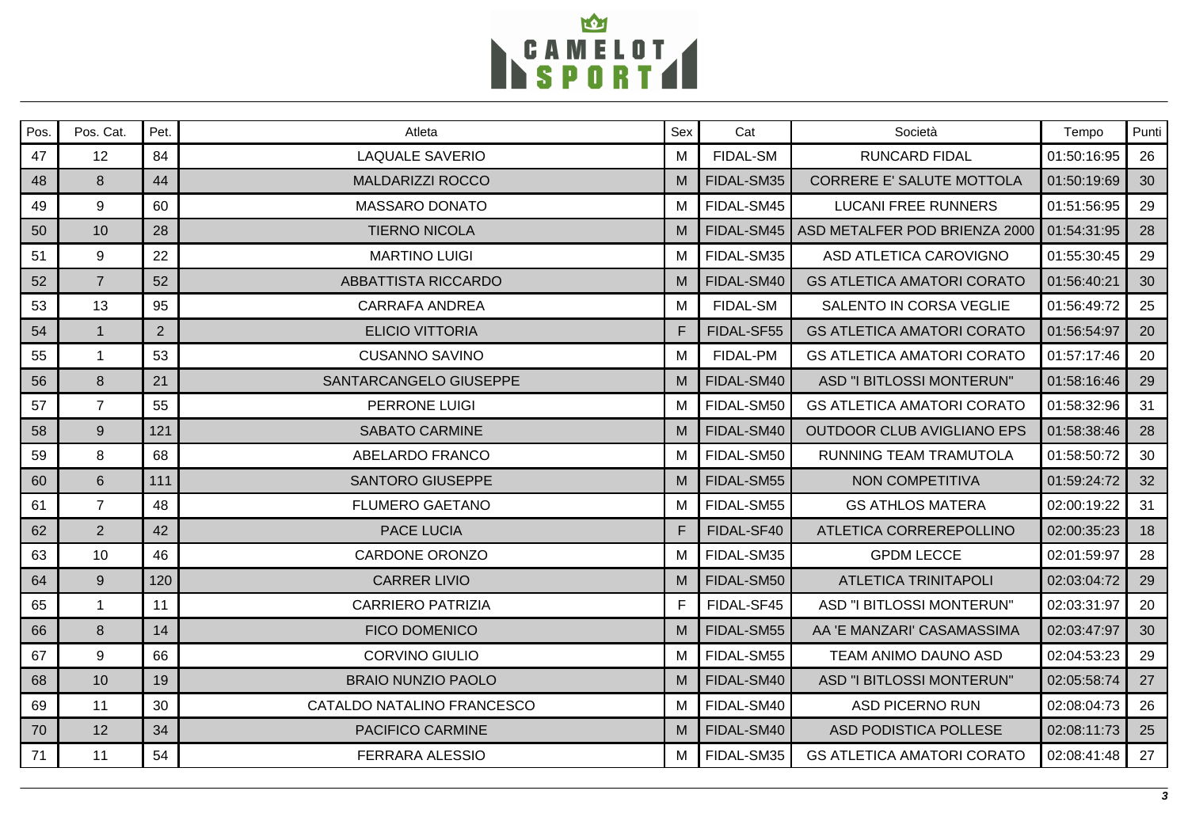| Pos. | Pos. Cat. | Pet. | Atleta | Sex | Cat | Società | Tempo | Punti |
|---|---|---|---|---|---|---|---|---|
| 47 | 12 | 84 | LAQUALE SAVERIO | M | FIDAL-SM | RUNCARD FIDAL | 01:50:16:95 | 26 |
| 48 | 8 | 44 | MALDARIZZI ROCCO | M | FIDAL-SM35 | CORRERE E' SALUTE MOTTOLA | 01:50:19:69 | 30 |
| 49 | 9 | 60 | MASSARO DONATO | M | FIDAL-SM45 | LUCANI FREE RUNNERS | 01:51:56:95 | 29 |
| 50 | 10 | 28 | TIERNO NICOLA | M | FIDAL-SM45 | ASD METALFER POD BRIENZA 2000 | 01:54:31:95 | 28 |
| 51 | 9 | 22 | MARTINO LUIGI | M | FIDAL-SM35 | ASD ATLETICA CAROVIGNO | 01:55:30:45 | 29 |
| 52 | 7 | 52 | ABBATTISTA RICCARDO | M | FIDAL-SM40 | GS ATLETICA AMATORI CORATO | 01:56:40:21 | 30 |
| 53 | 13 | 95 | CARRAFA ANDREA | M | FIDAL-SM | SALENTO IN CORSA VEGLIE | 01:56:49:72 | 25 |
| 54 | 1 | 2 | ELICIO VITTORIA | F | FIDAL-SF55 | GS ATLETICA AMATORI CORATO | 01:56:54:97 | 20 |
| 55 | 1 | 53 | CUSANNO SAVINO | M | FIDAL-PM | GS ATLETICA AMATORI CORATO | 01:57:17:46 | 20 |
| 56 | 8 | 21 | SANTARCANGELO GIUSEPPE | M | FIDAL-SM40 | ASD "I BITLOSSI MONTERUN" | 01:58:16:46 | 29 |
| 57 | 7 | 55 | PERRONE LUIGI | M | FIDAL-SM50 | GS ATLETICA AMATORI CORATO | 01:58:32:96 | 31 |
| 58 | 9 | 121 | SABATO CARMINE | M | FIDAL-SM40 | OUTDOOR CLUB AVIGLIANO EPS | 01:58:38:46 | 28 |
| 59 | 8 | 68 | ABELARDO FRANCO | M | FIDAL-SM50 | RUNNING TEAM TRAMUTOLA | 01:58:50:72 | 30 |
| 60 | 6 | 111 | SANTORO GIUSEPPE | M | FIDAL-SM55 | NON COMPETITIVA | 01:59:24:72 | 32 |
| 61 | 7 | 48 | FLUMERO GAETANO | M | FIDAL-SM55 | GS ATHLOS MATERA | 02:00:19:22 | 31 |
| 62 | 2 | 42 | PACE LUCIA | F | FIDAL-SF40 | ATLETICA CORREREPOLLINO | 02:00:35:23 | 18 |
| 63 | 10 | 46 | CARDONE ORONZO | M | FIDAL-SM35 | GPDM LECCE | 02:01:59:97 | 28 |
| 64 | 9 | 120 | CARRER LIVIO | M | FIDAL-SM50 | ATLETICA TRINITAPOLI | 02:03:04:72 | 29 |
| 65 | 1 | 11 | CARRIERO PATRIZIA | F | FIDAL-SF45 | ASD "I BITLOSSI MONTERUN" | 02:03:31:97 | 20 |
| 66 | 8 | 14 | FICO DOMENICO | M | FIDAL-SM55 | AA 'E MANZARI' CASAMASSIMA | 02:03:47:97 | 30 |
| 67 | 9 | 66 | CORVINO GIULIO | M | FIDAL-SM55 | TEAM ANIMO DAUNO ASD | 02:04:53:23 | 29 |
| 68 | 10 | 19 | BRAIO NUNZIO PAOLO | M | FIDAL-SM40 | ASD "I BITLOSSI MONTERUN" | 02:05:58:74 | 27 |
| 69 | 11 | 30 | CATALDO NATALINO FRANCESCO | M | FIDAL-SM40 | ASD PICERNO RUN | 02:08:04:73 | 26 |
| 70 | 12 | 34 | PACIFICO CARMINE | M | FIDAL-SM40 | ASD PODISTICA POLLESE | 02:08:11:73 | 25 |
| 71 | 11 | 54 | FERRARA ALESSIO | M | FIDAL-SM35 | GS ATLETICA AMATORI CORATO | 02:08:41:48 | 27 |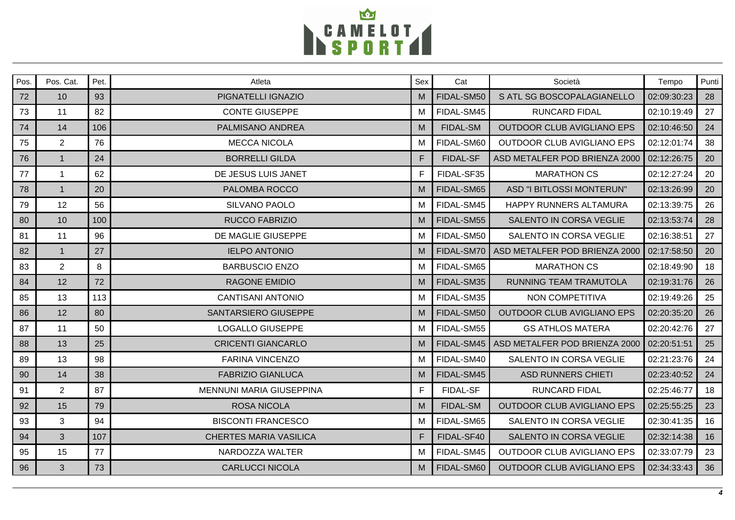| Pos. | Pos. Cat. | Pet. | Atleta | Sex | Cat | Società | Tempo | Punti |
|---|---|---|---|---|---|---|---|---|
| 72 | 10 | 93 | PIGNATELLI IGNAZIO | M | FIDAL-SM50 | S ATL SG BOSCOPALAGIANELLO | 02:09:30:23 | 28 |
| 73 | 11 | 82 | CONTE GIUSEPPE | M | FIDAL-SM45 | RUNCARD FIDAL | 02:10:19:49 | 27 |
| 74 | 14 | 106 | PALMISANO ANDREA | M | FIDAL-SM | OUTDOOR CLUB AVIGLIANO EPS | 02:10:46:50 | 24 |
| 75 | 2 | 76 | MECCA NICOLA | M | FIDAL-SM60 | OUTDOOR CLUB AVIGLIANO EPS | 02:12:01:74 | 38 |
| 76 | 1 | 24 | BORRELLI GILDA | F | FIDAL-SF | ASD METALFER POD BRIENZA 2000 | 02:12:26:75 | 20 |
| 77 | 1 | 62 | DE JESUS LUIS JANET | F | FIDAL-SF35 | MARATHON CS | 02:12:27:24 | 20 |
| 78 | 1 | 20 | PALOMBA ROCCO | M | FIDAL-SM65 | ASD "I BITLOSSI MONTERUN" | 02:13:26:99 | 20 |
| 79 | 12 | 56 | SILVANO PAOLO | M | FIDAL-SM45 | HAPPY RUNNERS ALTAMURA | 02:13:39:75 | 26 |
| 80 | 10 | 100 | RUCCO FABRIZIO | M | FIDAL-SM55 | SALENTO IN CORSA VEGLIE | 02:13:53:74 | 28 |
| 81 | 11 | 96 | DE MAGLIE GIUSEPPE | M | FIDAL-SM50 | SALENTO IN CORSA VEGLIE | 02:16:38:51 | 27 |
| 82 | 1 | 27 | IELPO ANTONIO | M | FIDAL-SM70 | ASD METALFER POD BRIENZA 2000 | 02:17:58:50 | 20 |
| 83 | 2 | 8 | BARBUSCIO ENZO | M | FIDAL-SM65 | MARATHON CS | 02:18:49:90 | 18 |
| 84 | 12 | 72 | RAGONE EMIDIO | M | FIDAL-SM35 | RUNNING TEAM TRAMUTOLA | 02:19:31:76 | 26 |
| 85 | 13 | 113 | CANTISANI ANTONIO | M | FIDAL-SM35 | NON COMPETITIVA | 02:19:49:26 | 25 |
| 86 | 12 | 80 | SANTARSIERO GIUSEPPE | M | FIDAL-SM50 | OUTDOOR CLUB AVIGLIANO EPS | 02:20:35:20 | 26 |
| 87 | 11 | 50 | LOGALLO GIUSEPPE | M | FIDAL-SM55 | GS ATHLOS MATERA | 02:20:42:76 | 27 |
| 88 | 13 | 25 | CRICENTI GIANCARLO | M | FIDAL-SM45 | ASD METALFER POD BRIENZA 2000 | 02:20:51:51 | 25 |
| 89 | 13 | 98 | FARINA VINCENZO | M | FIDAL-SM40 | SALENTO IN CORSA VEGLIE | 02:21:23:76 | 24 |
| 90 | 14 | 38 | FABRIZIO GIANLUCA | M | FIDAL-SM45 | ASD RUNNERS CHIETI | 02:23:40:52 | 24 |
| 91 | 2 | 87 | MENNUNI MARIA GIUSEPPINA | F | FIDAL-SF | RUNCARD FIDAL | 02:25:46:77 | 18 |
| 92 | 15 | 79 | ROSA NICOLA | M | FIDAL-SM | OUTDOOR CLUB AVIGLIANO EPS | 02:25:55:25 | 23 |
| 93 | 3 | 94 | BISCONTI FRANCESCO | M | FIDAL-SM65 | SALENTO IN CORSA VEGLIE | 02:30:41:35 | 16 |
| 94 | 3 | 107 | CHERTES MARIA VASILICA | F | FIDAL-SF40 | SALENTO IN CORSA VEGLIE | 02:32:14:38 | 16 |
| 95 | 15 | 77 | NARDOZZA WALTER | M | FIDAL-SM45 | OUTDOOR CLUB AVIGLIANO EPS | 02:33:07:79 | 23 |
| 96 | 3 | 73 | CARLUCCI NICOLA | M | FIDAL-SM60 | OUTDOOR CLUB AVIGLIANO EPS | 02:34:33:43 | 36 |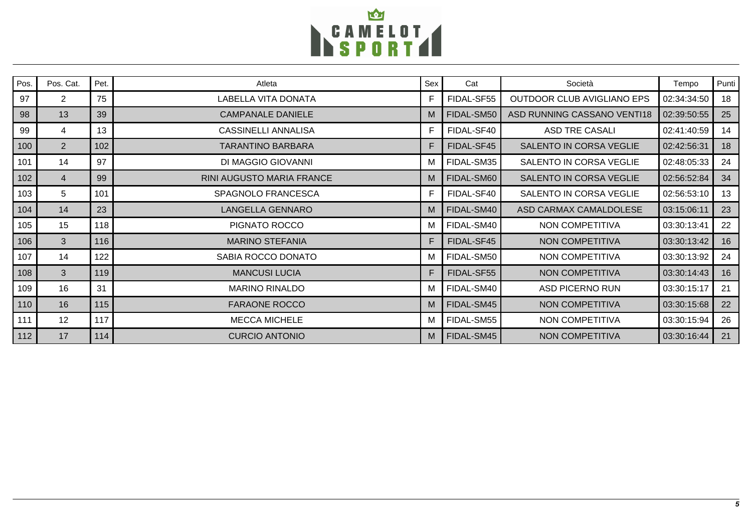| Pos. | Pos. Cat. | Pet. | Atleta | Sex | Cat | Società | Tempo | Punti |
|---|---|---|---|---|---|---|---|---|
| 97 | 2 | 75 | LABELLA VITA DONATA | F | FIDAL-SF55 | OUTDOOR CLUB AVIGLIANO EPS | 02:34:34:50 | 18 |
| 98 | 13 | 39 | CAMPANALE DANIELE | M | FIDAL-SM50 | ASD RUNNING CASSANO VENTI18 | 02:39:50:55 | 25 |
| 99 | 4 | 13 | CASSINELLI ANNALISA | F | FIDAL-SF40 | ASD TRE CASALI | 02:41:40:59 | 14 |
| 100 | 2 | 102 | TARANTINO BARBARA | F | FIDAL-SF45 | SALENTO IN CORSA VEGLIE | 02:42:56:31 | 18 |
| 101 | 14 | 97 | DI MAGGIO GIOVANNI | M | FIDAL-SM35 | SALENTO IN CORSA VEGLIE | 02:48:05:33 | 24 |
| 102 | 4 | 99 | RINI AUGUSTO MARIA FRANCE | M | FIDAL-SM60 | SALENTO IN CORSA VEGLIE | 02:56:52:84 | 34 |
| 103 | 5 | 101 | SPAGNOLO FRANCESCA | F | FIDAL-SF40 | SALENTO IN CORSA VEGLIE | 02:56:53:10 | 13 |
| 104 | 14 | 23 | LANGELLA GENNARO | M | FIDAL-SM40 | ASD CARMAX CAMALDOLESE | 03:15:06:11 | 23 |
| 105 | 15 | 118 | PIGNATO ROCCO | M | FIDAL-SM40 | NON COMPETITIVA | 03:30:13:41 | 22 |
| 106 | 3 | 116 | MARINO STEFANIA | F | FIDAL-SF45 | NON COMPETITIVA | 03:30:13:42 | 16 |
| 107 | 14 | 122 | SABIA ROCCO DONATO | M | FIDAL-SM50 | NON COMPETITIVA | 03:30:13:92 | 24 |
| 108 | 3 | 119 | MANCUSI LUCIA | F | FIDAL-SF55 | NON COMPETITIVA | 03:30:14:43 | 16 |
| 109 | 16 | 31 | MARINO RINALDO | M | FIDAL-SM40 | ASD PICERNO RUN | 03:30:15:17 | 21 |
| 110 | 16 | 115 | FARAONE ROCCO | M | FIDAL-SM45 | NON COMPETITIVA | 03:30:15:68 | 22 |
| 111 | 12 | 117 | MECCA MICHELE | M | FIDAL-SM55 | NON COMPETITIVA | 03:30:15:94 | 26 |
| 112 | 17 | 114 | CURCIO ANTONIO | M | FIDAL-SM45 | NON COMPETITIVA | 03:30:16:44 | 21 |